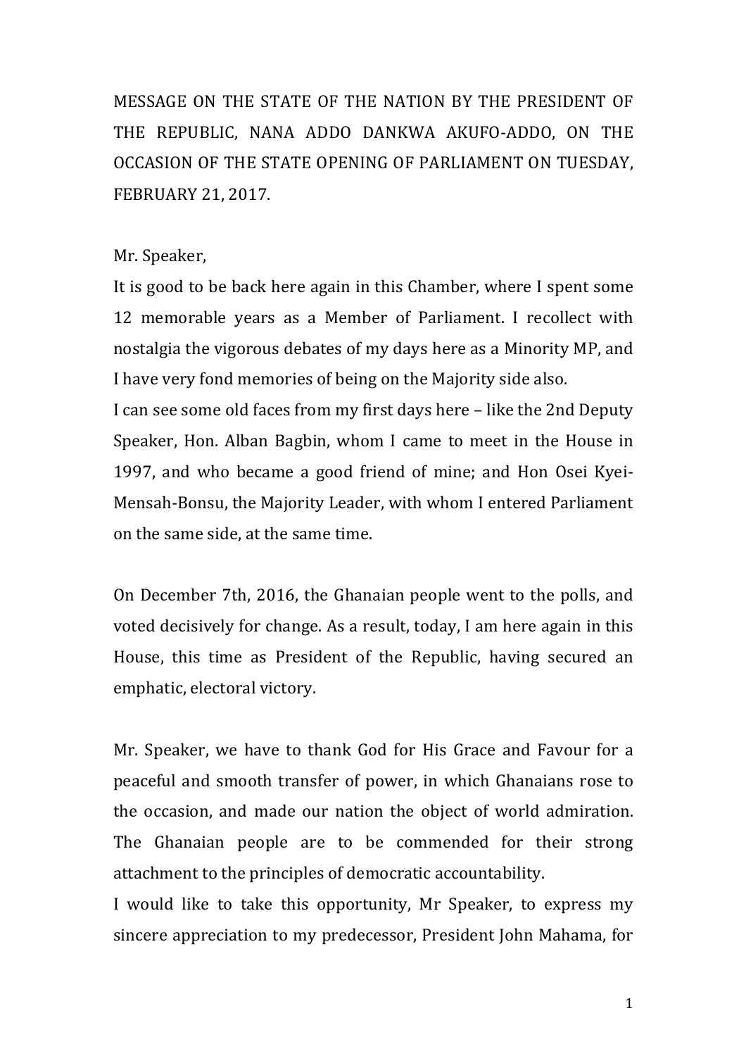MESSAGE ON THE STATE OF THE NATION BY THE PRESIDENT OF THE REPUBLIC, NANA ADDO DANKWA AKUFO-ADDO, ON THE OCCASION OF THE STATE OPENING OF PARLIAMENT ON TUESDAY, FEBRUARY 21, 2017.

Mr. Speaker,

It is good to be back here again in this Chamber, where I spent some 12 memorable years as a Member of Parliament. I recollect with nostalgia the vigorous debates of my days here as a Minority MP, and I have very fond memories of being on the Majority side also.

I can see some old faces from my first days here – like the 2nd Deputy Speaker, Hon. Alban Bagbin, whom I came to meet in the House in 1997, and who became a good friend of mine; and Hon Osei Kyei-Mensah-Bonsu, the Majority Leader, with whom I entered Parliament on the same side, at the same time.

On December 7th, 2016, the Ghanaian people went to the polls, and voted decisively for change. As a result, today, I am here again in this House, this time as President of the Republic, having secured an emphatic, electoral victory.

Mr. Speaker, we have to thank God for His Grace and Favour for a peaceful and smooth transfer of power, in which Ghanaians rose to the occasion, and made our nation the object of world admiration. The Ghanaian people are to be commended for their strong attachment to the principles of democratic accountability.

I would like to take this opportunity, Mr Speaker, to express my sincere appreciation to my predecessor, President John Mahama, for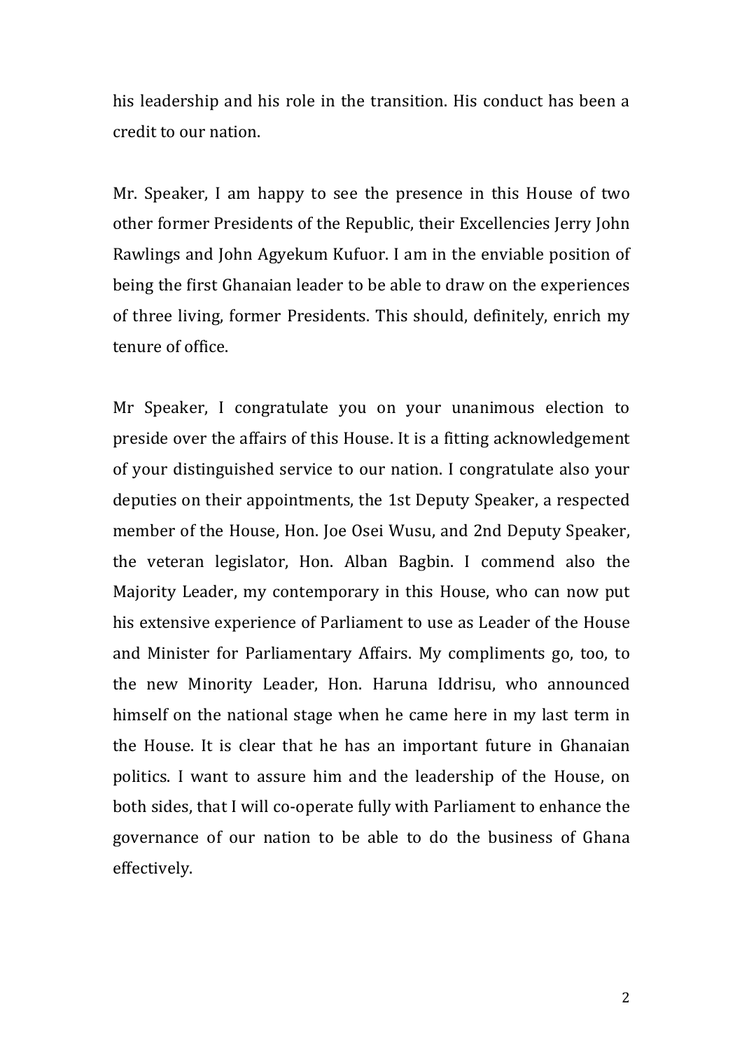his leadership and his role in the transition. His conduct has been a credit to our nation.

Mr. Speaker, I am happy to see the presence in this House of two other former Presidents of the Republic, their Excellencies Jerry John Rawlings and John Agyekum Kufuor. I am in the enviable position of being the first Ghanaian leader to be able to draw on the experiences of three living, former Presidents. This should, definitely, enrich my tenure of office.

Mr Speaker, I congratulate you on your unanimous election to preside over the affairs of this House. It is a fitting acknowledgement of your distinguished service to our nation. I congratulate also your deputies on their appointments, the 1st Deputy Speaker, a respected member of the House, Hon. Joe Osei Wusu, and 2nd Deputy Speaker, the veteran legislator, Hon. Alban Bagbin. I commend also the Majority Leader, my contemporary in this House, who can now put his extensive experience of Parliament to use as Leader of the House and Minister for Parliamentary Affairs. My compliments go, too, to the new Minority Leader, Hon. Haruna Iddrisu, who announced himself on the national stage when he came here in my last term in the House. It is clear that he has an important future in Ghanaian politics. I want to assure him and the leadership of the House, on both sides, that I will co-operate fully with Parliament to enhance the governance of our nation to be able to do the business of Ghana effectively.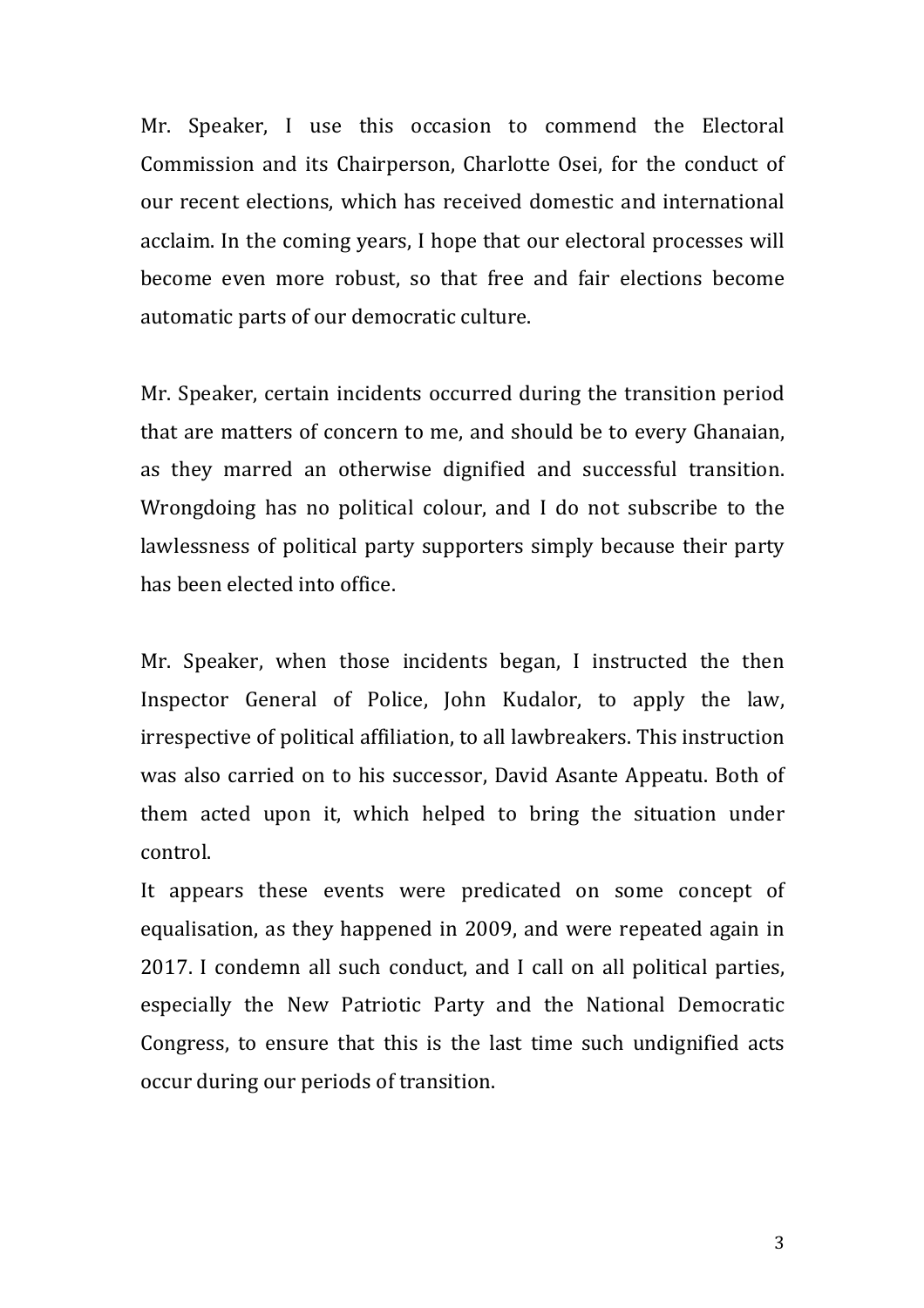Mr. Speaker, I use this occasion to commend the Electoral Commission and its Chairperson, Charlotte Osei, for the conduct of our recent elections, which has received domestic and international acclaim. In the coming years, I hope that our electoral processes will become even more robust, so that free and fair elections become automatic parts of our democratic culture.

Mr. Speaker, certain incidents occurred during the transition period that are matters of concern to me, and should be to every Ghanaian, as they marred an otherwise dignified and successful transition. Wrongdoing has no political colour, and I do not subscribe to the lawlessness of political party supporters simply because their party has been elected into office.

Mr. Speaker, when those incidents began, I instructed the then Inspector General of Police, John Kudalor, to apply the law, irrespective of political affiliation, to all lawbreakers. This instruction was also carried on to his successor, David Asante Appeatu. Both of them acted upon it, which helped to bring the situation under control.

It appears these events were predicated on some concept of equalisation, as they happened in 2009, and were repeated again in 2017. I condemn all such conduct, and I call on all political parties, especially the New Patriotic Party and the National Democratic Congress, to ensure that this is the last time such undignified acts occur during our periods of transition.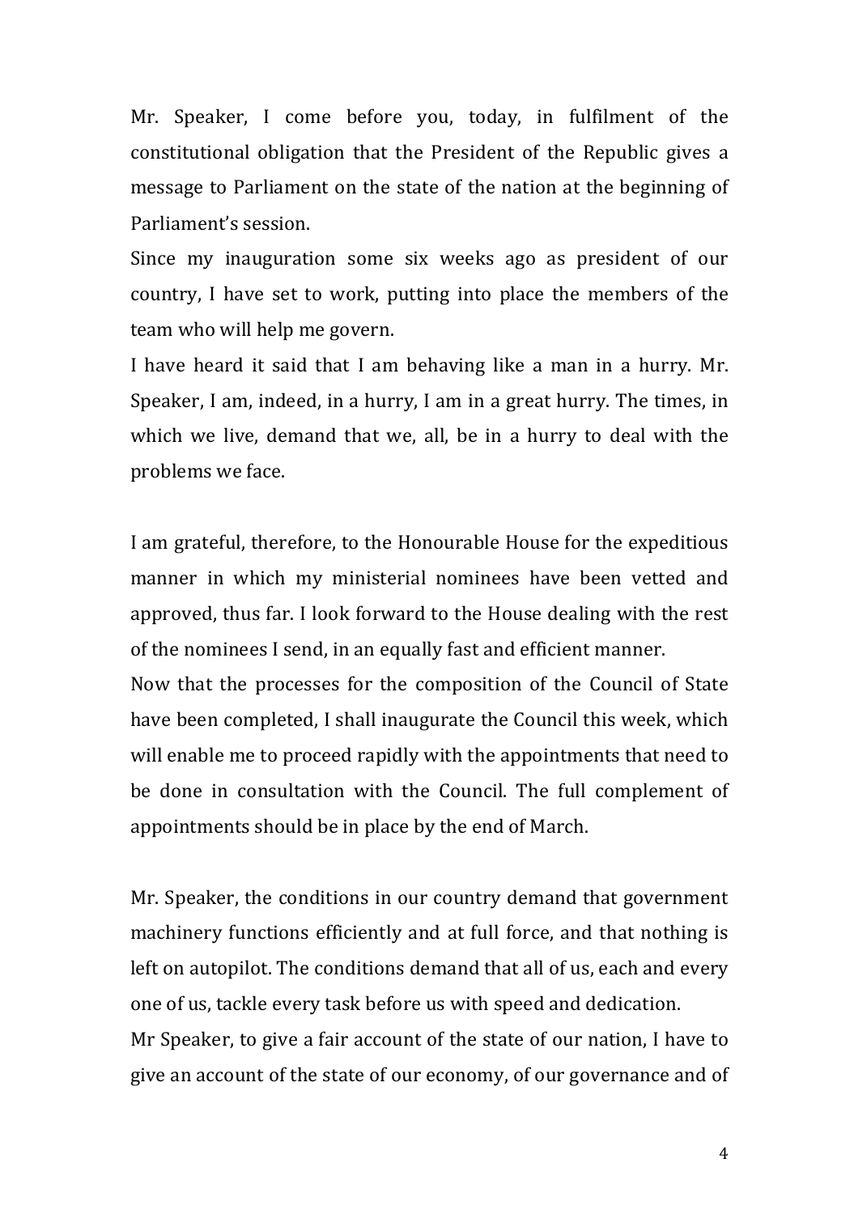Mr. Speaker, I come before you, today, in fulfilment of the constitutional obligation that the President of the Republic gives a message to Parliament on the state of the nation at the beginning of Parliament's session.

Since my inauguration some six weeks ago as president of our country, I have set to work, putting into place the members of the team who will help me govern.

I have heard it said that I am behaving like a man in a hurry. Mr. Speaker, I am, indeed, in a hurry, I am in a great hurry. The times, in which we live, demand that we, all, be in a hurry to deal with the problems we face.

I am grateful, therefore, to the Honourable House for the expeditious manner in which my ministerial nominees have been vetted and approved, thus far. I look forward to the House dealing with the rest of the nominees I send, in an equally fast and efficient manner.

Now that the processes for the composition of the Council of State have been completed, I shall inaugurate the Council this week, which will enable me to proceed rapidly with the appointments that need to be done in consultation with the Council. The full complement of appointments should be in place by the end of March.

Mr. Speaker, the conditions in our country demand that government machinery functions efficiently and at full force, and that nothing is left on autopilot. The conditions demand that all of us, each and every one of us, tackle every task before us with speed and dedication.

Mr Speaker, to give a fair account of the state of our nation, I have to give an account of the state of our economy, of our governance and of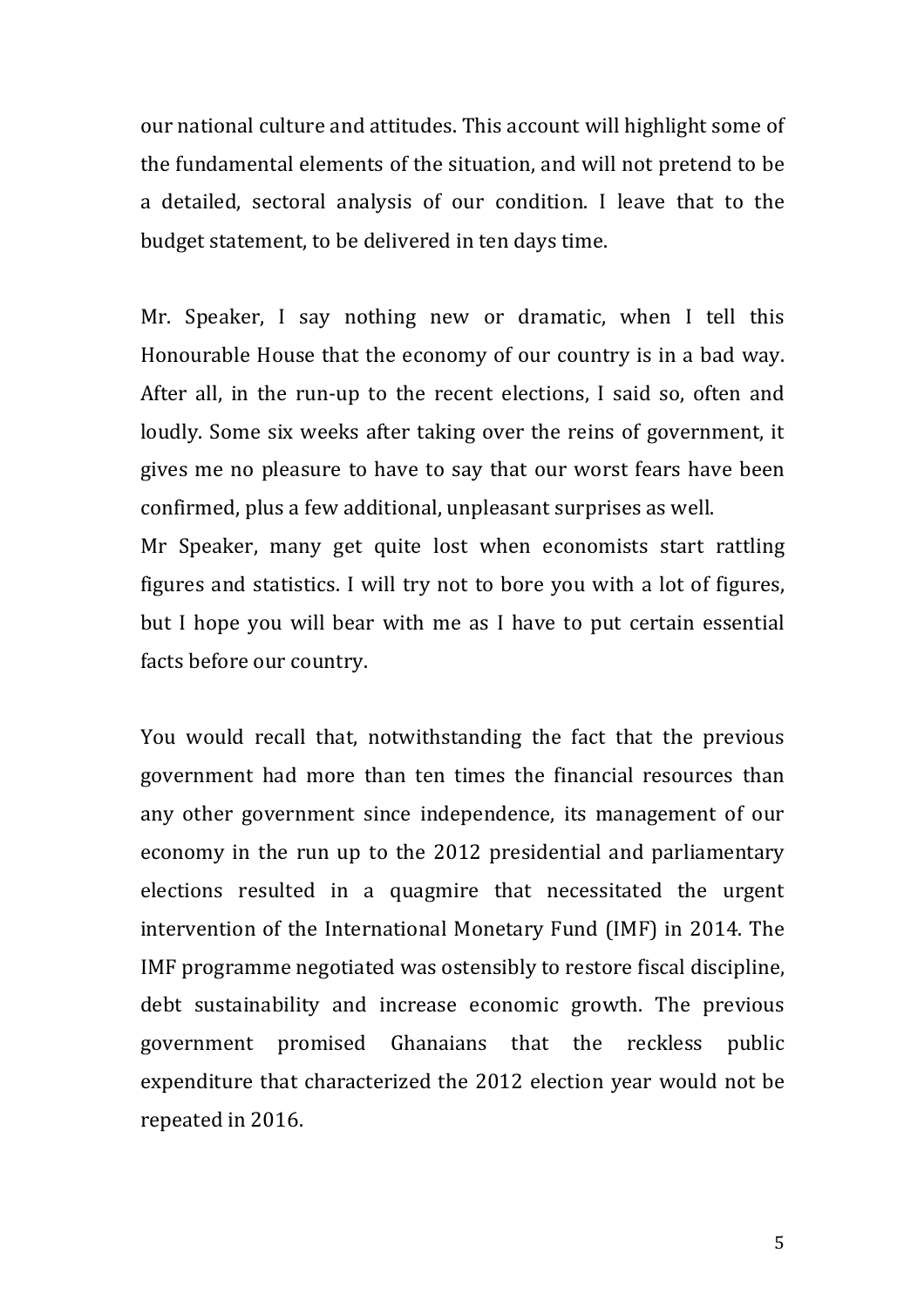our national culture and attitudes. This account will highlight some of the fundamental elements of the situation, and will not pretend to be a detailed, sectoral analysis of our condition. I leave that to the budget statement, to be delivered in ten days time.

Mr. Speaker, I say nothing new or dramatic, when I tell this Honourable House that the economy of our country is in a bad way. After all, in the run-up to the recent elections, I said so, often and loudly. Some six weeks after taking over the reins of government, it gives me no pleasure to have to say that our worst fears have been confirmed, plus a few additional, unpleasant surprises as well.

Mr Speaker, many get quite lost when economists start rattling figures and statistics. I will try not to bore you with a lot of figures, but I hope you will bear with me as I have to put certain essential facts before our country.

You would recall that, notwithstanding the fact that the previous government had more than ten times the financial resources than any other government since independence, its management of our economy in the run up to the 2012 presidential and parliamentary elections resulted in a quagmire that necessitated the urgent intervention of the International Monetary Fund (IMF) in 2014. The IMF programme negotiated was ostensibly to restore fiscal discipline, debt sustainability and increase economic growth. The previous government promised Ghanaians that the reckless public expenditure that characterized the 2012 election year would not be repeated in 2016.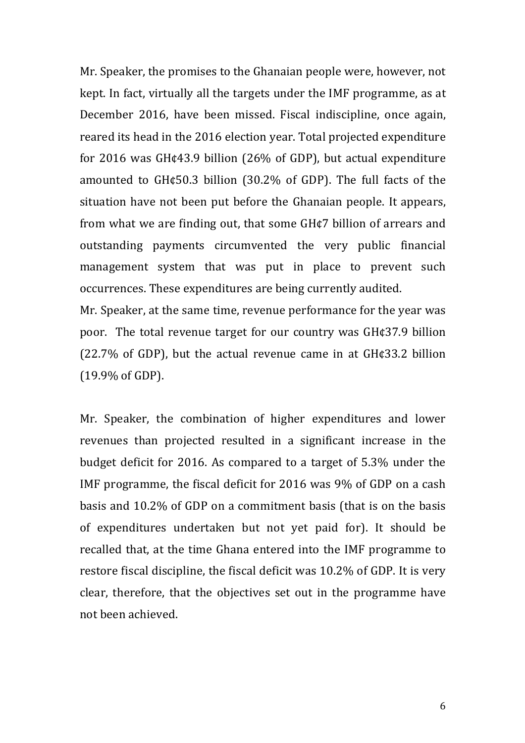Mr. Speaker, the promises to the Ghanaian people were, however, not kept. In fact, virtually all the targets under the IMF programme, as at December 2016, have been missed. Fiscal indiscipline, once again, reared its head in the 2016 election year. Total projected expenditure for 2016 was GH¢43.9 billion (26% of GDP), but actual expenditure amounted to GH¢50.3 billion (30.2% of GDP). The full facts of the situation have not been put before the Ghanaian people. It appears, from what we are finding out, that some GH¢7 billion of arrears and outstanding payments circumvented the very public financial management system that was put in place to prevent such occurrences. These expenditures are being currently audited.

Mr. Speaker, at the same time, revenue performance for the year was poor. The total revenue target for our country was GH¢37.9 billion (22.7% of GDP), but the actual revenue came in at GH¢33.2 billion (19.9% of GDP).

Mr. Speaker, the combination of higher expenditures and lower revenues than projected resulted in a significant increase in the budget deficit for 2016. As compared to a target of 5.3% under the IMF programme, the fiscal deficit for 2016 was 9% of GDP on a cash basis and 10.2% of GDP on a commitment basis (that is on the basis of expenditures undertaken but not yet paid for). It should be recalled that, at the time Ghana entered into the IMF programme to restore fiscal discipline, the fiscal deficit was 10.2% of GDP. It is very clear, therefore, that the objectives set out in the programme have not been achieved.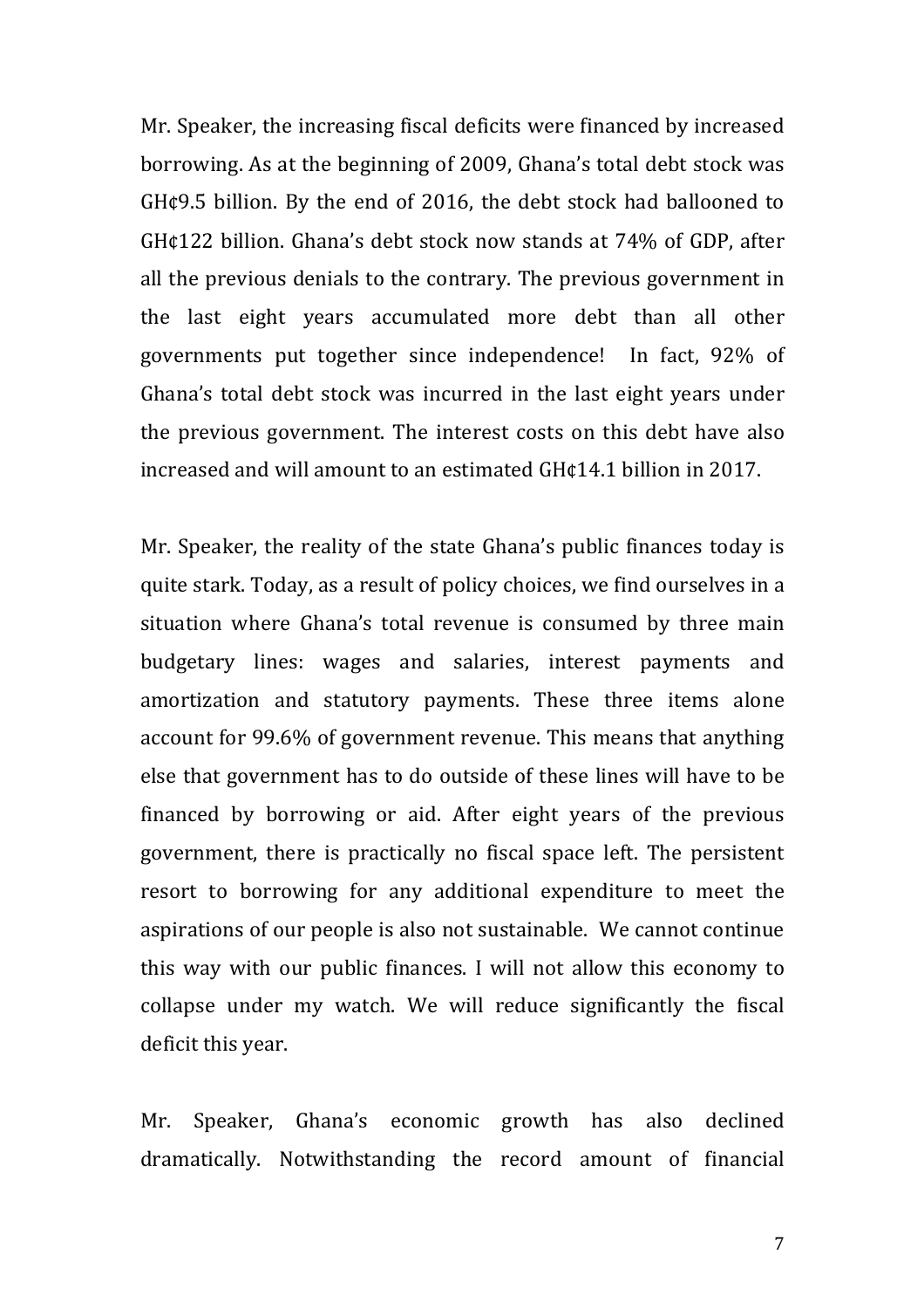Mr. Speaker, the increasing fiscal deficits were financed by increased borrowing. As at the beginning of 2009, Ghana's total debt stock was GH¢9.5 billion. By the end of 2016, the debt stock had ballooned to GH¢122 billion. Ghana's debt stock now stands at 74% of GDP, after all the previous denials to the contrary. The previous government in the last eight years accumulated more debt than all other governments put together since independence! In fact, 92% of Ghana's total debt stock was incurred in the last eight years under the previous government. The interest costs on this debt have also increased and will amount to an estimated GH¢14.1 billion in 2017.

Mr. Speaker, the reality of the state Ghana's public finances today is quite stark. Today, as a result of policy choices, we find ourselves in a situation where Ghana's total revenue is consumed by three main budgetary lines: wages and salaries, interest payments and amortization and statutory payments. These three items alone account for 99.6% of government revenue. This means that anything else that government has to do outside of these lines will have to be financed by borrowing or aid. After eight years of the previous government, there is practically no fiscal space left. The persistent resort to borrowing for any additional expenditure to meet the aspirations of our people is also not sustainable. We cannot continue this way with our public finances. I will not allow this economy to collapse under my watch. We will reduce significantly the fiscal deficit this year.

Mr. Speaker, Ghana's economic growth has also declined dramatically. Notwithstanding the record amount of financial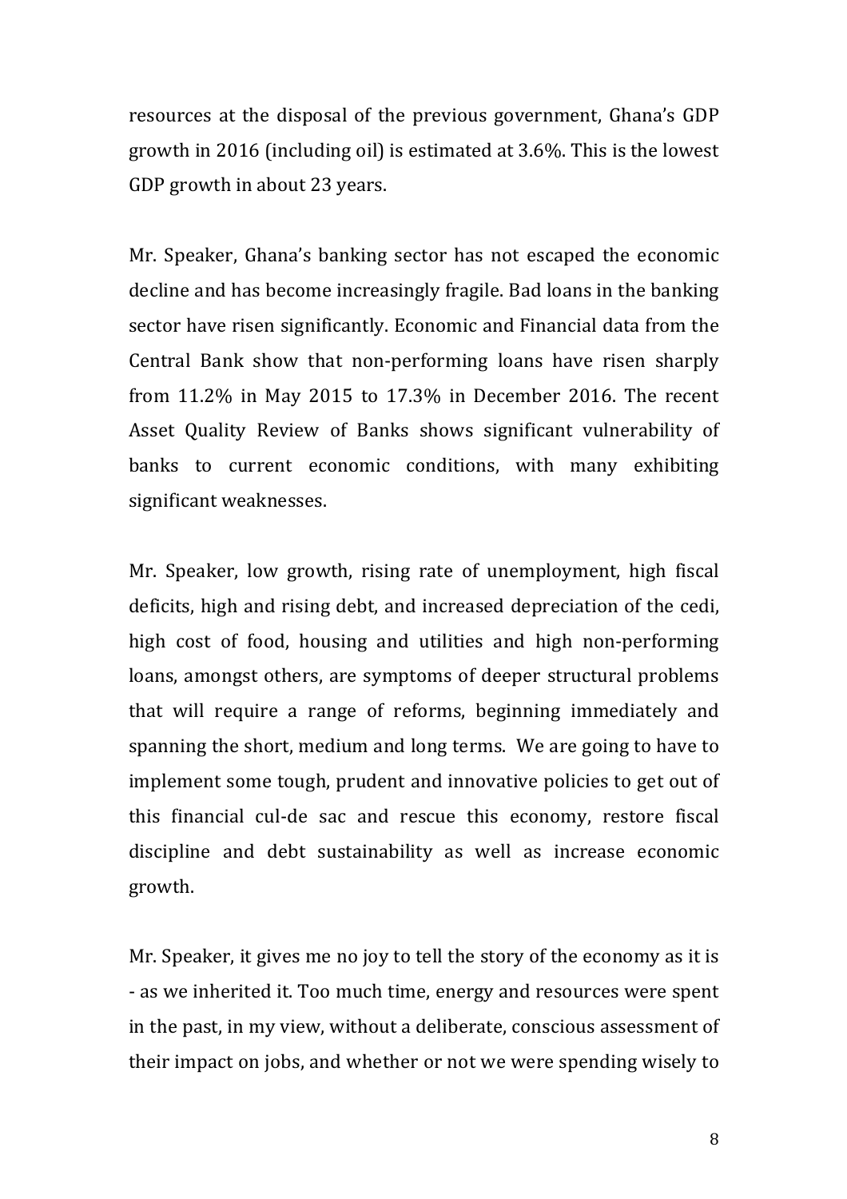resources at the disposal of the previous government, Ghana's GDP growth in 2016 (including oil) is estimated at 3.6%. This is the lowest GDP growth in about 23 years.

Mr. Speaker, Ghana's banking sector has not escaped the economic decline and has become increasingly fragile. Bad loans in the banking sector have risen significantly. Economic and Financial data from the Central Bank show that non-performing loans have risen sharply from 11.2% in May 2015 to 17.3% in December 2016. The recent Asset Quality Review of Banks shows significant vulnerability of banks to current economic conditions, with many exhibiting significant weaknesses.

Mr. Speaker, low growth, rising rate of unemployment, high fiscal deficits, high and rising debt, and increased depreciation of the cedi, high cost of food, housing and utilities and high non-performing loans, amongst others, are symptoms of deeper structural problems that will require a range of reforms, beginning immediately and spanning the short, medium and long terms. We are going to have to implement some tough, prudent and innovative policies to get out of this financial cul-de sac and rescue this economy, restore fiscal discipline and debt sustainability as well as increase economic growth.

Mr. Speaker, it gives me no joy to tell the story of the economy as it is - as we inherited it. Too much time, energy and resources were spent in the past, in my view, without a deliberate, conscious assessment of their impact on jobs, and whether or not we were spending wisely to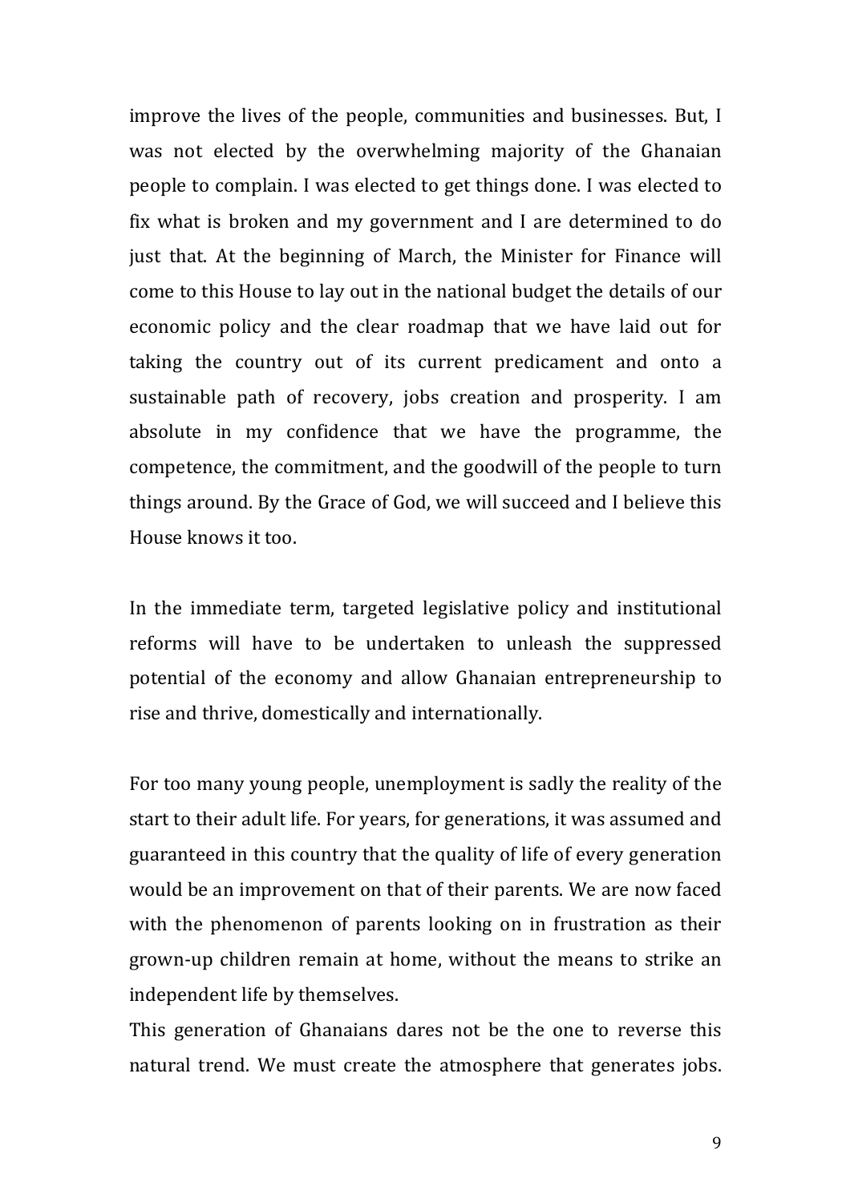improve the lives of the people, communities and businesses. But, I was not elected by the overwhelming majority of the Ghanaian people to complain. I was elected to get things done. I was elected to fix what is broken and my government and I are determined to do just that. At the beginning of March, the Minister for Finance will come to this House to lay out in the national budget the details of our economic policy and the clear roadmap that we have laid out for taking the country out of its current predicament and onto a sustainable path of recovery, jobs creation and prosperity. I am absolute in my confidence that we have the programme, the competence, the commitment, and the goodwill of the people to turn things around. By the Grace of God, we will succeed and I believe this House knows it too.

In the immediate term, targeted legislative policy and institutional reforms will have to be undertaken to unleash the suppressed potential of the economy and allow Ghanaian entrepreneurship to rise and thrive, domestically and internationally.

For too many young people, unemployment is sadly the reality of the start to their adult life. For years, for generations, it was assumed and guaranteed in this country that the quality of life of every generation would be an improvement on that of their parents. We are now faced with the phenomenon of parents looking on in frustration as their grown-up children remain at home, without the means to strike an independent life by themselves.

This generation of Ghanaians dares not be the one to reverse this natural trend. We must create the atmosphere that generates jobs.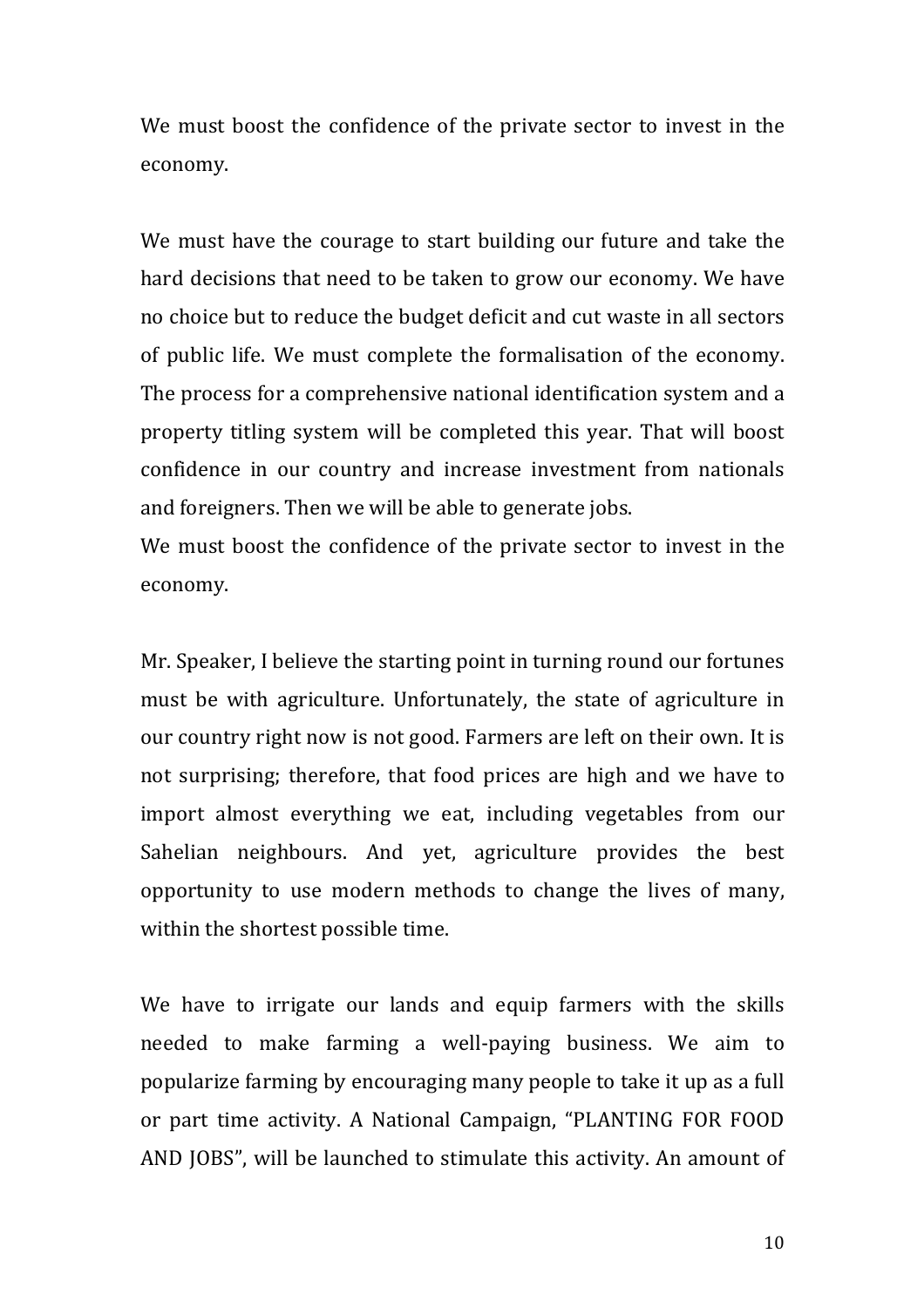We must boost the confidence of the private sector to invest in the economy.

We must have the courage to start building our future and take the hard decisions that need to be taken to grow our economy. We have no choice but to reduce the budget deficit and cut waste in all sectors of public life. We must complete the formalisation of the economy. The process for a comprehensive national identification system and a property titling system will be completed this year. That will boost confidence in our country and increase investment from nationals and foreigners. Then we will be able to generate jobs.
We must boost the confidence of the private sector to invest in the economy.

Mr. Speaker, I believe the starting point in turning round our fortunes must be with agriculture. Unfortunately, the state of agriculture in our country right now is not good. Farmers are left on their own. It is not surprising; therefore, that food prices are high and we have to import almost everything we eat, including vegetables from our Sahelian neighbours. And yet, agriculture provides the best opportunity to use modern methods to change the lives of many, within the shortest possible time.

We have to irrigate our lands and equip farmers with the skills needed to make farming a well-paying business. We aim to popularize farming by encouraging many people to take it up as a full or part time activity. A National Campaign, "PLANTING FOR FOOD AND JOBS", will be launched to stimulate this activity. An amount of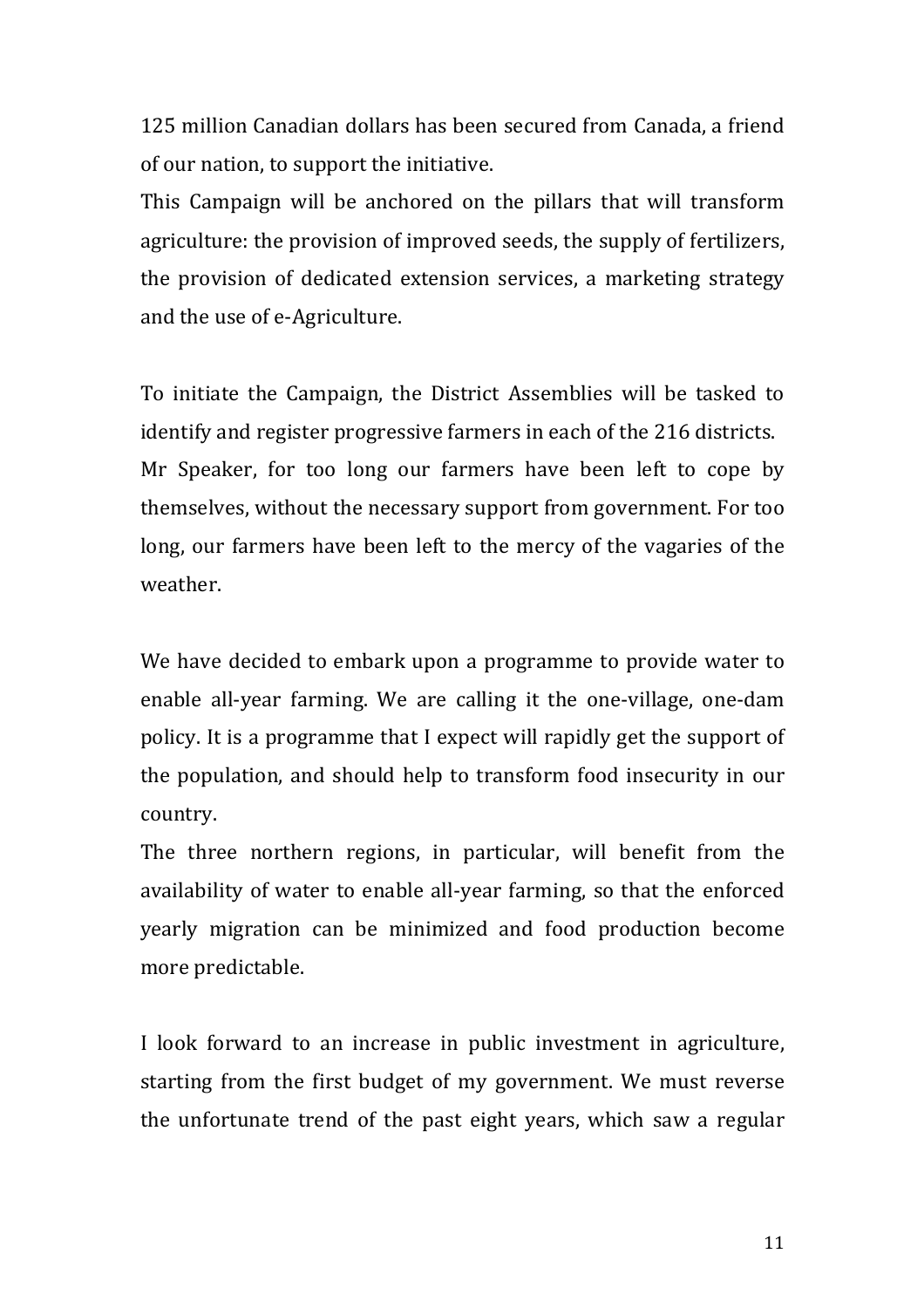125 million Canadian dollars has been secured from Canada, a friend of our nation, to support the initiative.

This Campaign will be anchored on the pillars that will transform agriculture: the provision of improved seeds, the supply of fertilizers, the provision of dedicated extension services, a marketing strategy and the use of e-Agriculture.

To initiate the Campaign, the District Assemblies will be tasked to identify and register progressive farmers in each of the 216 districts.

Mr Speaker, for too long our farmers have been left to cope by themselves, without the necessary support from government. For too long, our farmers have been left to the mercy of the vagaries of the weather.

We have decided to embark upon a programme to provide water to enable all-year farming. We are calling it the one-village, one-dam policy. It is a programme that I expect will rapidly get the support of the population, and should help to transform food insecurity in our country.

The three northern regions, in particular, will benefit from the availability of water to enable all-year farming, so that the enforced yearly migration can be minimized and food production become more predictable.

I look forward to an increase in public investment in agriculture, starting from the first budget of my government. We must reverse the unfortunate trend of the past eight years, which saw a regular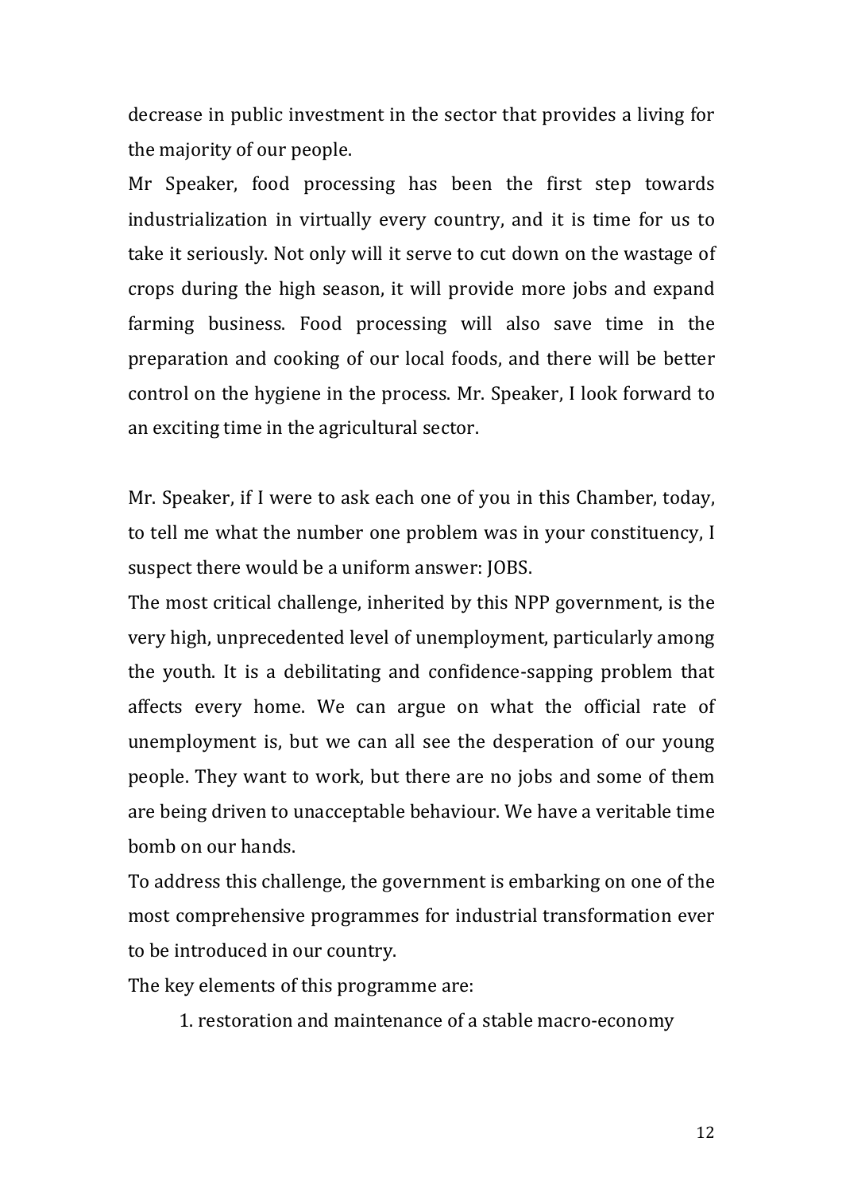decrease in public investment in the sector that provides a living for the majority of our people.

Mr Speaker, food processing has been the first step towards industrialization in virtually every country, and it is time for us to take it seriously. Not only will it serve to cut down on the wastage of crops during the high season, it will provide more jobs and expand farming business. Food processing will also save time in the preparation and cooking of our local foods, and there will be better control on the hygiene in the process. Mr. Speaker, I look forward to an exciting time in the agricultural sector.

Mr. Speaker, if I were to ask each one of you in this Chamber, today, to tell me what the number one problem was in your constituency, I suspect there would be a uniform answer: JOBS.

The most critical challenge, inherited by this NPP government, is the very high, unprecedented level of unemployment, particularly among the youth. It is a debilitating and confidence-sapping problem that affects every home. We can argue on what the official rate of unemployment is, but we can all see the desperation of our young people. They want to work, but there are no jobs and some of them are being driven to unacceptable behaviour. We have a veritable time bomb on our hands.

To address this challenge, the government is embarking on one of the most comprehensive programmes for industrial transformation ever to be introduced in our country.

The key elements of this programme are:

1. restoration and maintenance of a stable macro-economy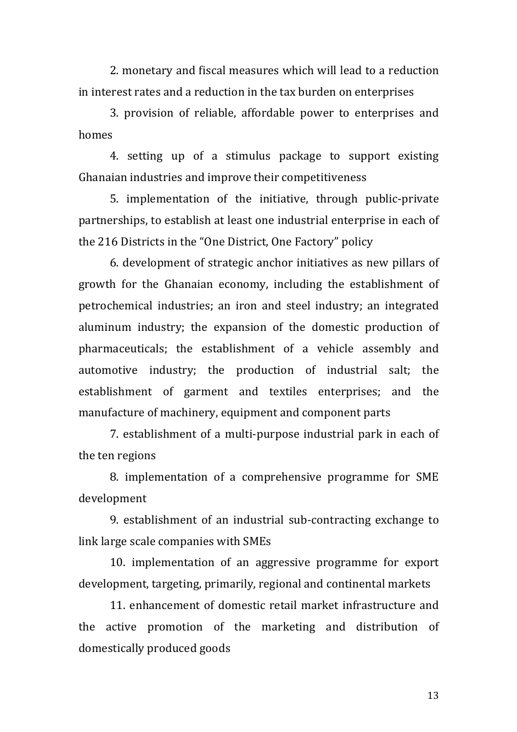2. monetary and fiscal measures which will lead to a reduction in interest rates and a reduction in the tax burden on enterprises

3. provision of reliable, affordable power to enterprises and homes

4. setting up of a stimulus package to support existing Ghanaian industries and improve their competitiveness

5. implementation of the initiative, through public-private partnerships, to establish at least one industrial enterprise in each of the 216 Districts in the "One District, One Factory" policy

6. development of strategic anchor initiatives as new pillars of growth for the Ghanaian economy, including the establishment of petrochemical industries; an iron and steel industry; an integrated aluminum industry; the expansion of the domestic production of pharmaceuticals; the establishment of a vehicle assembly and automotive industry; the production of industrial salt; the establishment of garment and textiles enterprises; and the manufacture of machinery, equipment and component parts

7. establishment of a multi-purpose industrial park in each of the ten regions

8. implementation of a comprehensive programme for SME development

9. establishment of an industrial sub-contracting exchange to link large scale companies with SMEs

10. implementation of an aggressive programme for export development, targeting, primarily, regional and continental markets

11. enhancement of domestic retail market infrastructure and the active promotion of the marketing and distribution of domestically produced goods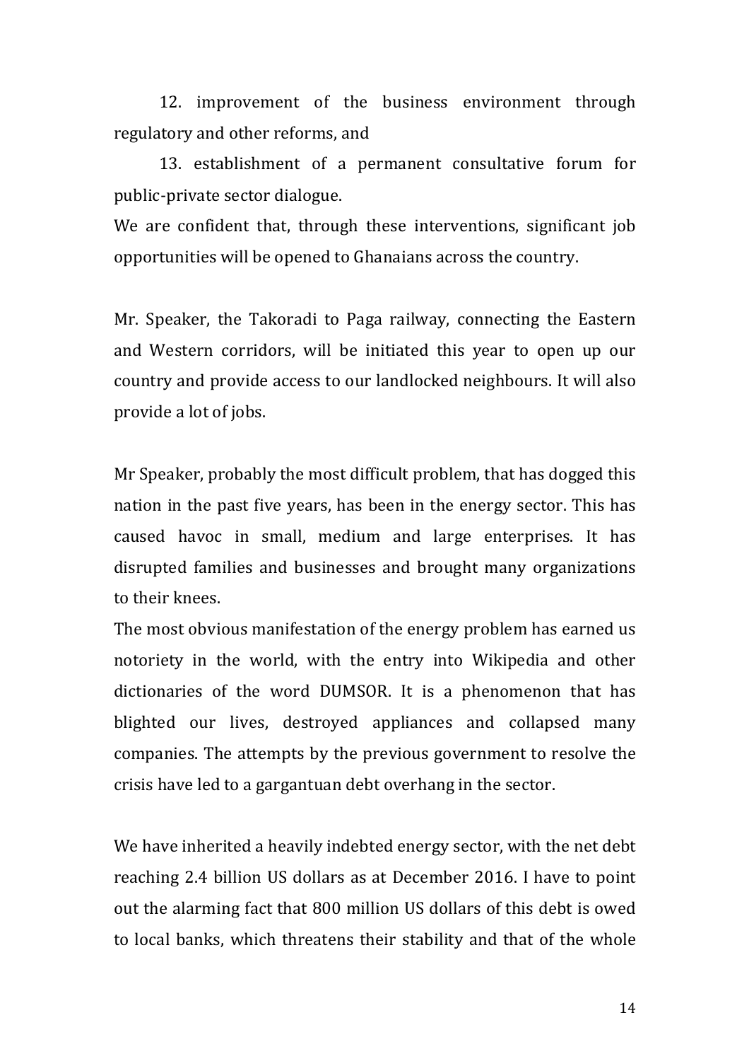12. improvement of the business environment through regulatory and other reforms, and

13. establishment of a permanent consultative forum for public-private sector dialogue.

We are confident that, through these interventions, significant job opportunities will be opened to Ghanaians across the country.

Mr. Speaker, the Takoradi to Paga railway, connecting the Eastern and Western corridors, will be initiated this year to open up our country and provide access to our landlocked neighbours. It will also provide a lot of jobs.

Mr Speaker, probably the most difficult problem, that has dogged this nation in the past five years, has been in the energy sector. This has caused havoc in small, medium and large enterprises. It has disrupted families and businesses and brought many organizations to their knees.

The most obvious manifestation of the energy problem has earned us notoriety in the world, with the entry into Wikipedia and other dictionaries of the word DUMSOR. It is a phenomenon that has blighted our lives, destroyed appliances and collapsed many companies. The attempts by the previous government to resolve the crisis have led to a gargantuan debt overhang in the sector.

We have inherited a heavily indebted energy sector, with the net debt reaching 2.4 billion US dollars as at December 2016. I have to point out the alarming fact that 800 million US dollars of this debt is owed to local banks, which threatens their stability and that of the whole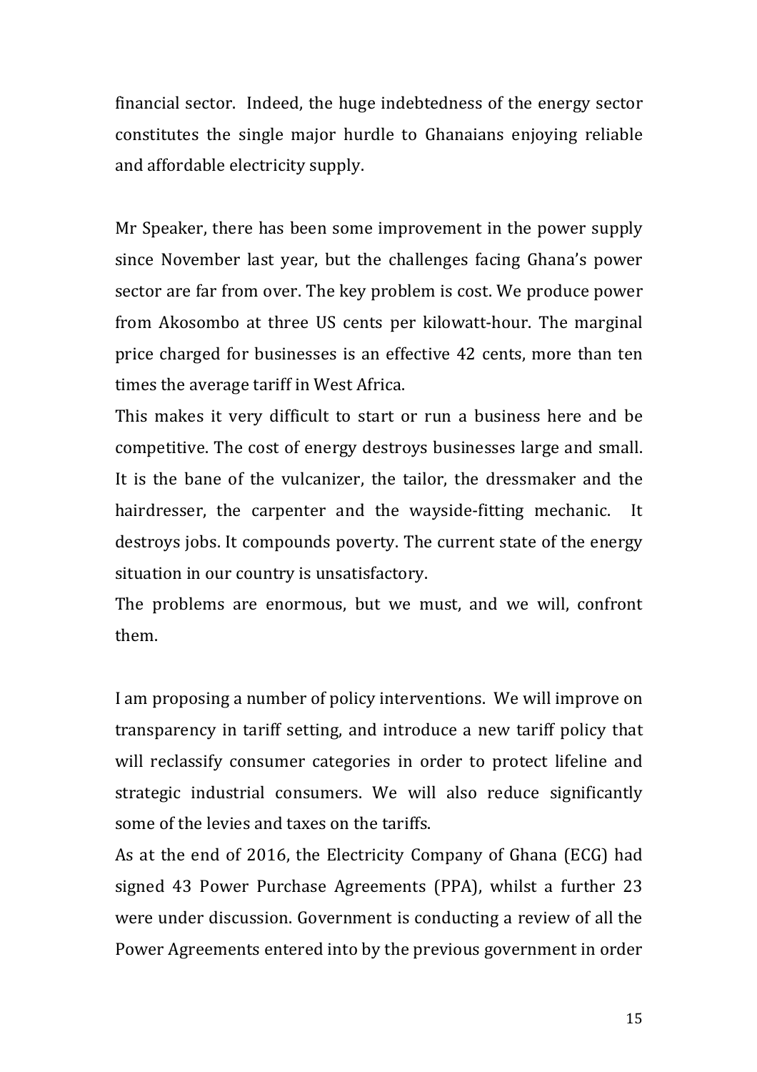financial sector. Indeed, the huge indebtedness of the energy sector constitutes the single major hurdle to Ghanaians enjoying reliable and affordable electricity supply.

Mr Speaker, there has been some improvement in the power supply since November last year, but the challenges facing Ghana's power sector are far from over. The key problem is cost. We produce power from Akosombo at three US cents per kilowatt-hour. The marginal price charged for businesses is an effective 42 cents, more than ten times the average tariff in West Africa.

This makes it very difficult to start or run a business here and be competitive. The cost of energy destroys businesses large and small. It is the bane of the vulcanizer, the tailor, the dressmaker and the hairdresser, the carpenter and the wayside-fitting mechanic. It destroys jobs. It compounds poverty. The current state of the energy situation in our country is unsatisfactory.

The problems are enormous, but we must, and we will, confront them.

I am proposing a number of policy interventions. We will improve on transparency in tariff setting, and introduce a new tariff policy that will reclassify consumer categories in order to protect lifeline and strategic industrial consumers. We will also reduce significantly some of the levies and taxes on the tariffs.

As at the end of 2016, the Electricity Company of Ghana (ECG) had signed 43 Power Purchase Agreements (PPA), whilst a further 23 were under discussion. Government is conducting a review of all the Power Agreements entered into by the previous government in order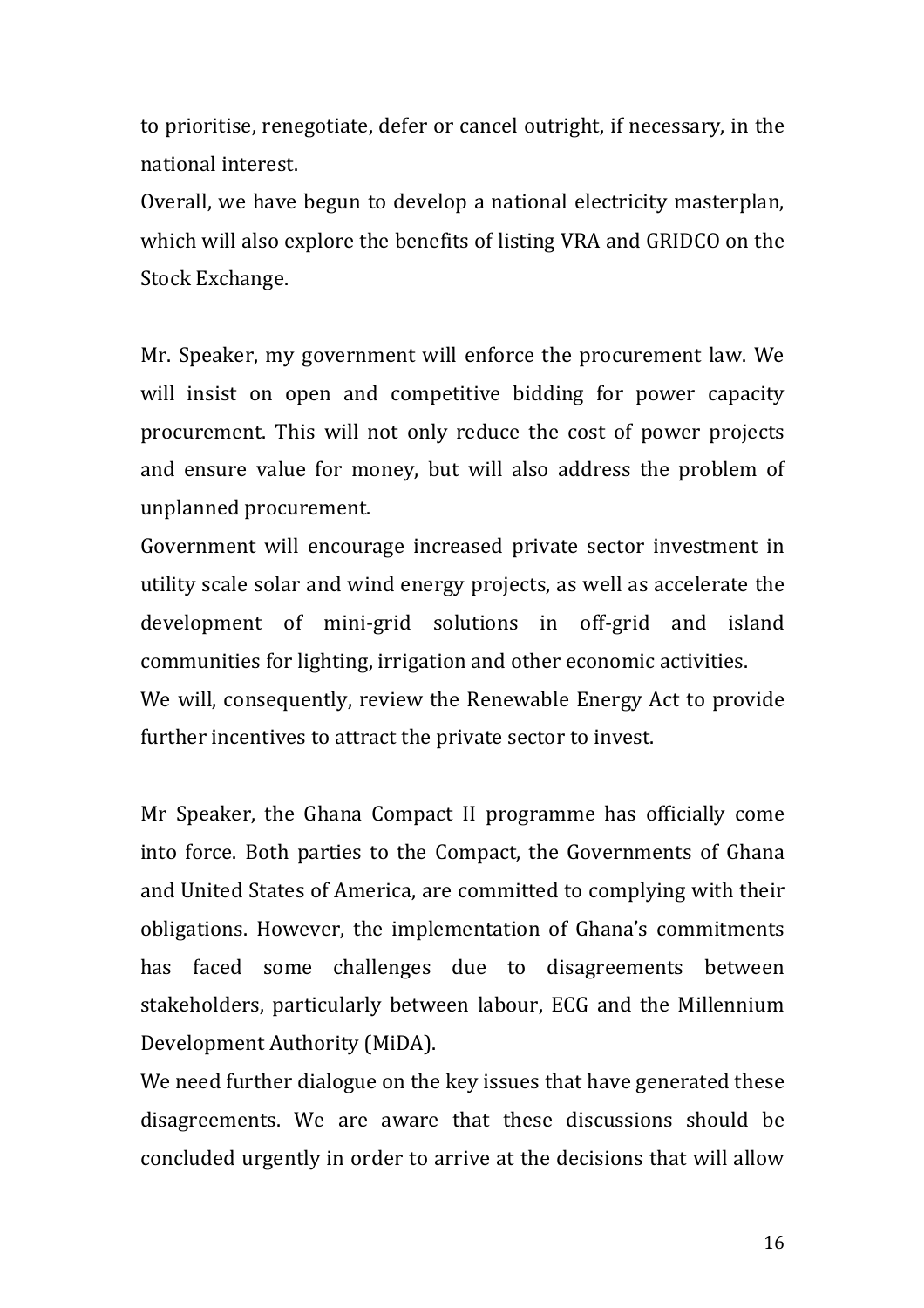to prioritise, renegotiate, defer or cancel outright, if necessary, in the national interest.

Overall, we have begun to develop a national electricity masterplan, which will also explore the benefits of listing VRA and GRIDCO on the Stock Exchange.

Mr. Speaker, my government will enforce the procurement law. We will insist on open and competitive bidding for power capacity procurement. This will not only reduce the cost of power projects and ensure value for money, but will also address the problem of unplanned procurement.

Government will encourage increased private sector investment in utility scale solar and wind energy projects, as well as accelerate the development of mini-grid solutions in off-grid and island communities for lighting, irrigation and other economic activities.

We will, consequently, review the Renewable Energy Act to provide further incentives to attract the private sector to invest.

Mr Speaker, the Ghana Compact II programme has officially come into force. Both parties to the Compact, the Governments of Ghana and United States of America, are committed to complying with their obligations. However, the implementation of Ghana's commitments has faced some challenges due to disagreements between stakeholders, particularly between labour, ECG and the Millennium Development Authority (MiDA).

We need further dialogue on the key issues that have generated these disagreements. We are aware that these discussions should be concluded urgently in order to arrive at the decisions that will allow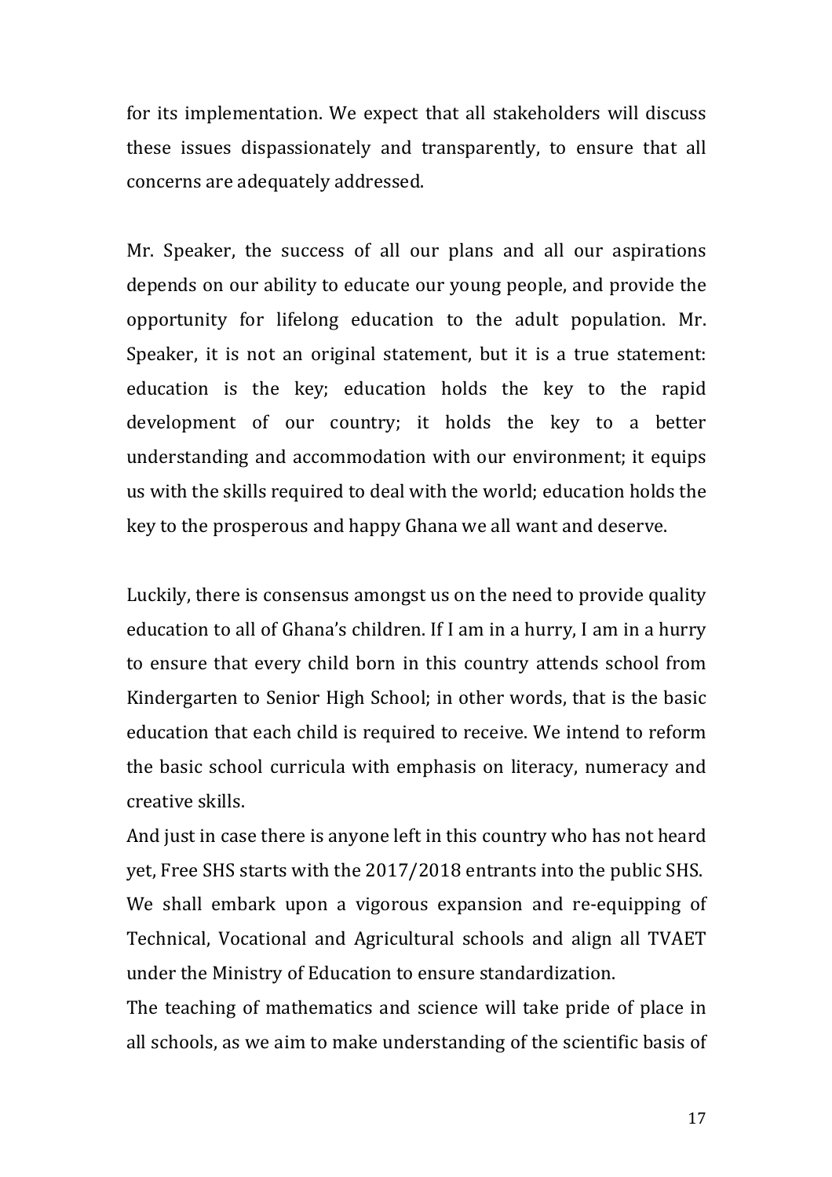for its implementation. We expect that all stakeholders will discuss these issues dispassionately and transparently, to ensure that all concerns are adequately addressed.

Mr. Speaker, the success of all our plans and all our aspirations depends on our ability to educate our young people, and provide the opportunity for lifelong education to the adult population. Mr. Speaker, it is not an original statement, but it is a true statement: education is the key; education holds the key to the rapid development of our country; it holds the key to a better understanding and accommodation with our environment; it equips us with the skills required to deal with the world; education holds the key to the prosperous and happy Ghana we all want and deserve.

Luckily, there is consensus amongst us on the need to provide quality education to all of Ghana's children. If I am in a hurry, I am in a hurry to ensure that every child born in this country attends school from Kindergarten to Senior High School; in other words, that is the basic education that each child is required to receive. We intend to reform the basic school curricula with emphasis on literacy, numeracy and creative skills.

And just in case there is anyone left in this country who has not heard yet, Free SHS starts with the 2017/2018 entrants into the public SHS.

We shall embark upon a vigorous expansion and re-equipping of Technical, Vocational and Agricultural schools and align all TVAET under the Ministry of Education to ensure standardization.

The teaching of mathematics and science will take pride of place in all schools, as we aim to make understanding of the scientific basis of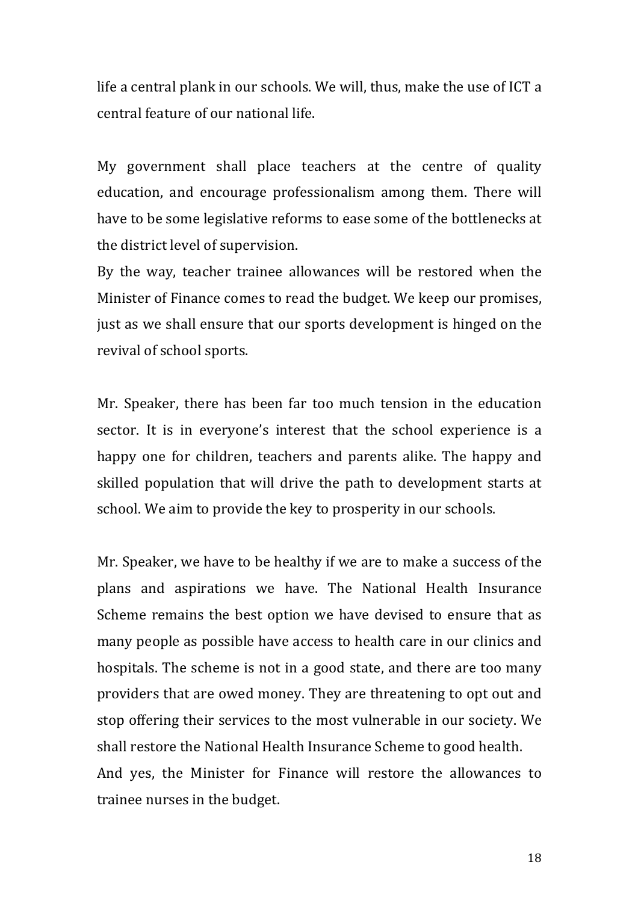life a central plank in our schools. We will, thus, make the use of ICT a central feature of our national life.

My government shall place teachers at the centre of quality education, and encourage professionalism among them. There will have to be some legislative reforms to ease some of the bottlenecks at the district level of supervision.

By the way, teacher trainee allowances will be restored when the Minister of Finance comes to read the budget. We keep our promises, just as we shall ensure that our sports development is hinged on the revival of school sports.

Mr. Speaker, there has been far too much tension in the education sector. It is in everyone's interest that the school experience is a happy one for children, teachers and parents alike. The happy and skilled population that will drive the path to development starts at school. We aim to provide the key to prosperity in our schools.

Mr. Speaker, we have to be healthy if we are to make a success of the plans and aspirations we have. The National Health Insurance Scheme remains the best option we have devised to ensure that as many people as possible have access to health care in our clinics and hospitals. The scheme is not in a good state, and there are too many providers that are owed money. They are threatening to opt out and stop offering their services to the most vulnerable in our society. We shall restore the National Health Insurance Scheme to good health.

And yes, the Minister for Finance will restore the allowances to trainee nurses in the budget.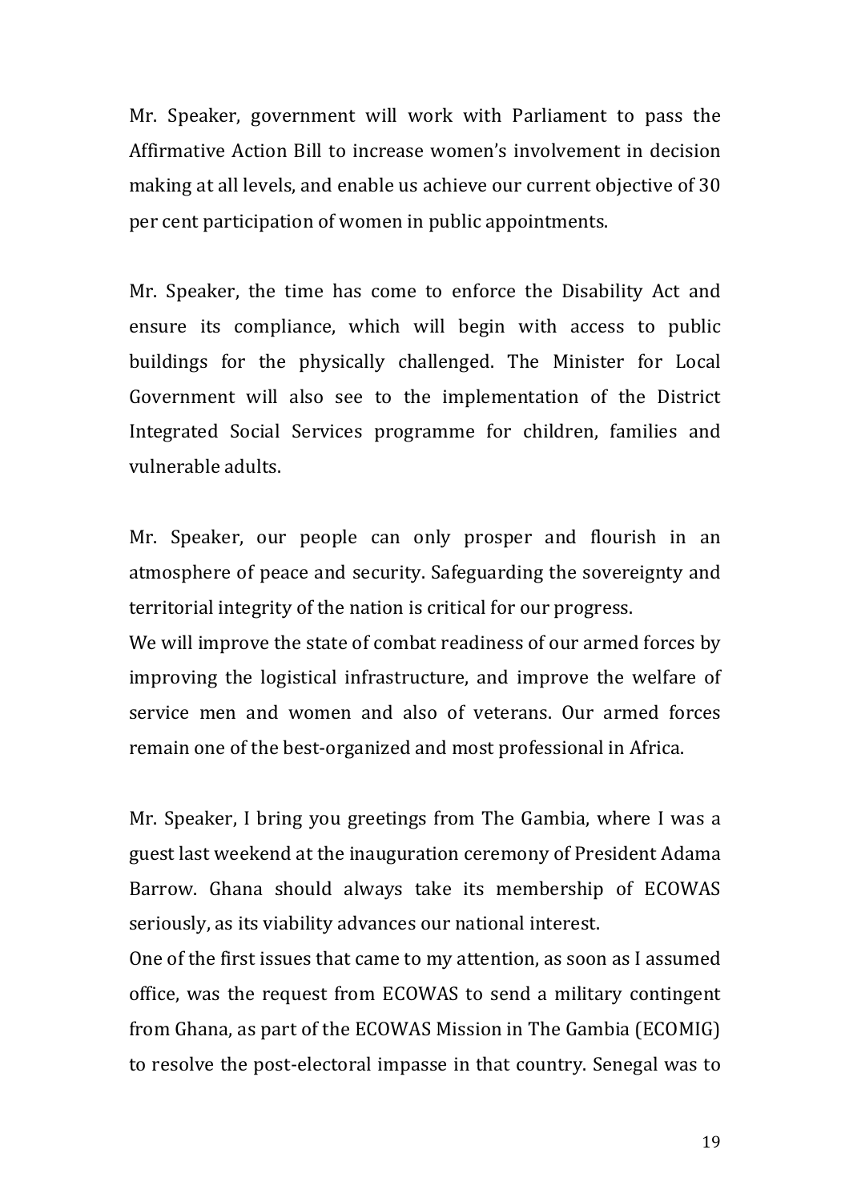Mr. Speaker, government will work with Parliament to pass the Affirmative Action Bill to increase women's involvement in decision making at all levels, and enable us achieve our current objective of 30 per cent participation of women in public appointments.

Mr. Speaker, the time has come to enforce the Disability Act and ensure its compliance, which will begin with access to public buildings for the physically challenged. The Minister for Local Government will also see to the implementation of the District Integrated Social Services programme for children, families and vulnerable adults.

Mr. Speaker, our people can only prosper and flourish in an atmosphere of peace and security. Safeguarding the sovereignty and territorial integrity of the nation is critical for our progress.

We will improve the state of combat readiness of our armed forces by improving the logistical infrastructure, and improve the welfare of service men and women and also of veterans. Our armed forces remain one of the best-organized and most professional in Africa.

Mr. Speaker, I bring you greetings from The Gambia, where I was a guest last weekend at the inauguration ceremony of President Adama Barrow. Ghana should always take its membership of ECOWAS seriously, as its viability advances our national interest.

One of the first issues that came to my attention, as soon as I assumed office, was the request from ECOWAS to send a military contingent from Ghana, as part of the ECOWAS Mission in The Gambia (ECOMIG) to resolve the post-electoral impasse in that country. Senegal was to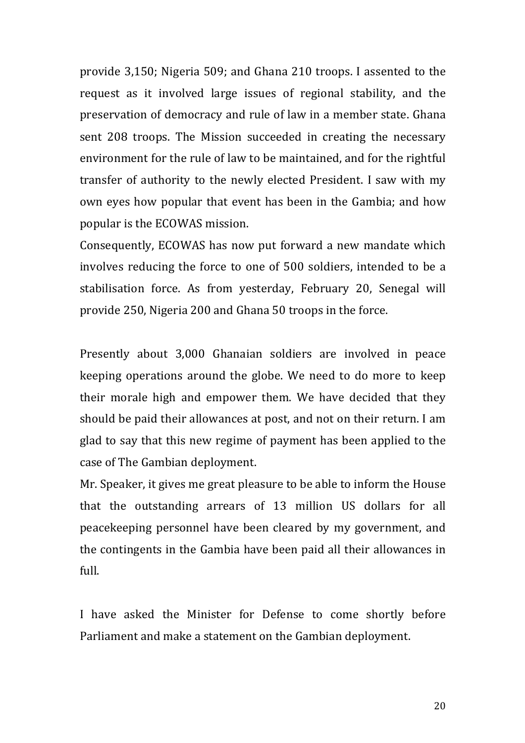provide 3,150; Nigeria 509; and Ghana 210 troops. I assented to the request as it involved large issues of regional stability, and the preservation of democracy and rule of law in a member state. Ghana sent 208 troops. The Mission succeeded in creating the necessary environment for the rule of law to be maintained, and for the rightful transfer of authority to the newly elected President. I saw with my own eyes how popular that event has been in the Gambia; and how popular is the ECOWAS mission.

Consequently, ECOWAS has now put forward a new mandate which involves reducing the force to one of 500 soldiers, intended to be a stabilisation force. As from yesterday, February 20, Senegal will provide 250, Nigeria 200 and Ghana 50 troops in the force.

Presently about 3,000 Ghanaian soldiers are involved in peace keeping operations around the globe. We need to do more to keep their morale high and empower them. We have decided that they should be paid their allowances at post, and not on their return. I am glad to say that this new regime of payment has been applied to the case of The Gambian deployment.

Mr. Speaker, it gives me great pleasure to be able to inform the House that the outstanding arrears of 13 million US dollars for all peacekeeping personnel have been cleared by my government, and the contingents in the Gambia have been paid all their allowances in full.

I have asked the Minister for Defense to come shortly before Parliament and make a statement on the Gambian deployment.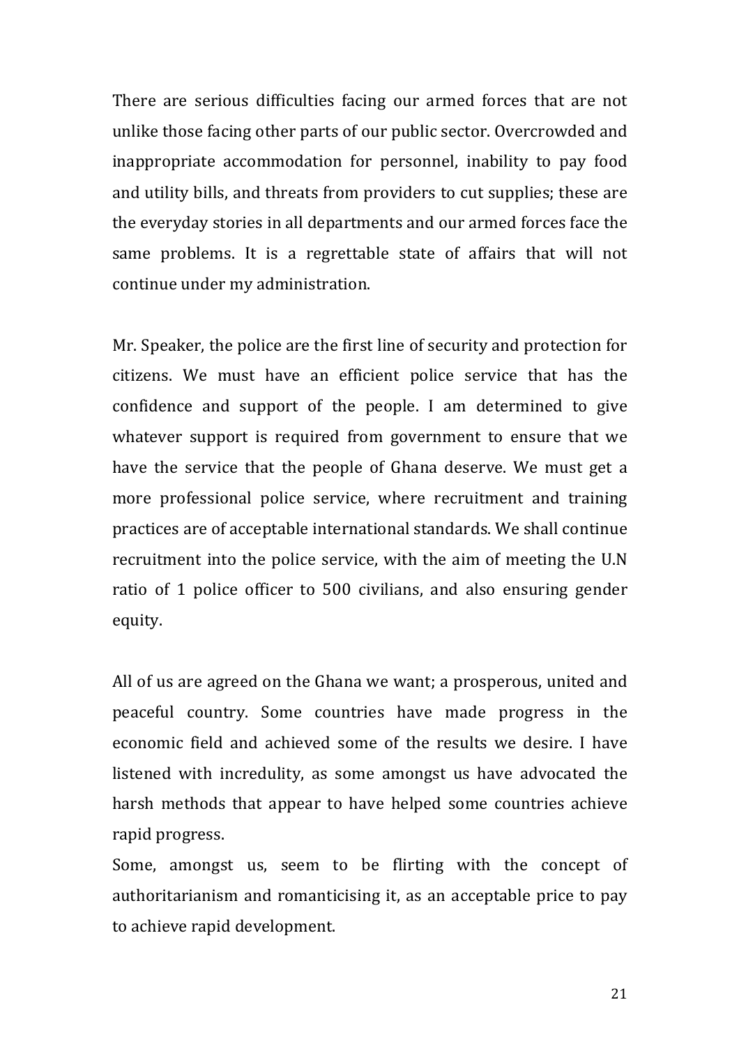There are serious difficulties facing our armed forces that are not unlike those facing other parts of our public sector. Overcrowded and inappropriate accommodation for personnel, inability to pay food and utility bills, and threats from providers to cut supplies; these are the everyday stories in all departments and our armed forces face the same problems. It is a regrettable state of affairs that will not continue under my administration.

Mr. Speaker, the police are the first line of security and protection for citizens. We must have an efficient police service that has the confidence and support of the people. I am determined to give whatever support is required from government to ensure that we have the service that the people of Ghana deserve. We must get a more professional police service, where recruitment and training practices are of acceptable international standards. We shall continue recruitment into the police service, with the aim of meeting the U.N ratio of 1 police officer to 500 civilians, and also ensuring gender equity.

All of us are agreed on the Ghana we want; a prosperous, united and peaceful country. Some countries have made progress in the economic field and achieved some of the results we desire. I have listened with incredulity, as some amongst us have advocated the harsh methods that appear to have helped some countries achieve rapid progress.

Some, amongst us, seem to be flirting with the concept of authoritarianism and romanticising it, as an acceptable price to pay to achieve rapid development.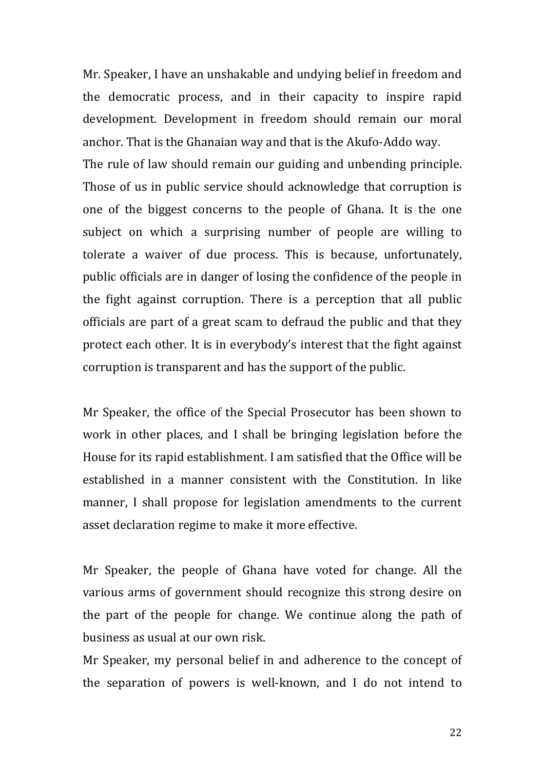Mr. Speaker, I have an unshakable and undying belief in freedom and the democratic process, and in their capacity to inspire rapid development. Development in freedom should remain our moral anchor. That is the Ghanaian way and that is the Akufo-Addo way.

The rule of law should remain our guiding and unbending principle. Those of us in public service should acknowledge that corruption is one of the biggest concerns to the people of Ghana. It is the one subject on which a surprising number of people are willing to tolerate a waiver of due process. This is because, unfortunately, public officials are in danger of losing the confidence of the people in the fight against corruption. There is a perception that all public officials are part of a great scam to defraud the public and that they protect each other. It is in everybody's interest that the fight against corruption is transparent and has the support of the public.

Mr Speaker, the office of the Special Prosecutor has been shown to work in other places, and I shall be bringing legislation before the House for its rapid establishment. I am satisfied that the Office will be established in a manner consistent with the Constitution. In like manner, I shall propose for legislation amendments to the current asset declaration regime to make it more effective.

Mr Speaker, the people of Ghana have voted for change. All the various arms of government should recognize this strong desire on the part of the people for change. We continue along the path of business as usual at our own risk.

Mr Speaker, my personal belief in and adherence to the concept of the separation of powers is well-known, and I do not intend to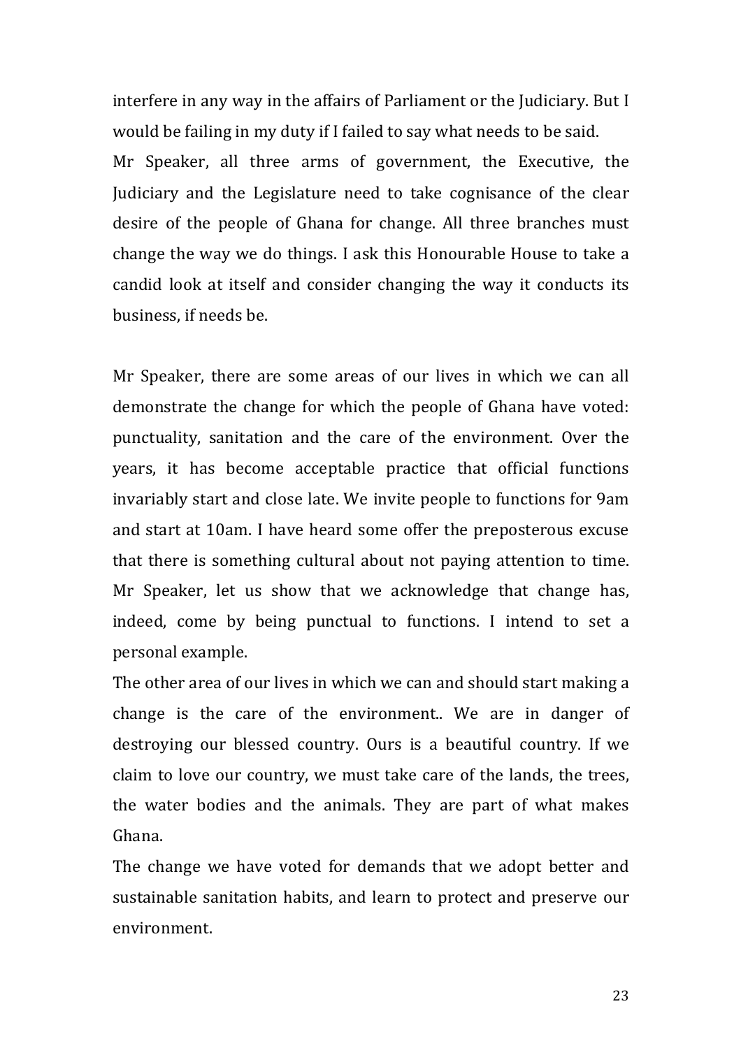interfere in any way in the affairs of Parliament or the Judiciary. But I would be failing in my duty if I failed to say what needs to be said.

Mr Speaker, all three arms of government, the Executive, the Judiciary and the Legislature need to take cognisance of the clear desire of the people of Ghana for change. All three branches must change the way we do things. I ask this Honourable House to take a candid look at itself and consider changing the way it conducts its business, if needs be.

Mr Speaker, there are some areas of our lives in which we can all demonstrate the change for which the people of Ghana have voted: punctuality, sanitation and the care of the environment. Over the years, it has become acceptable practice that official functions invariably start and close late. We invite people to functions for 9am and start at 10am. I have heard some offer the preposterous excuse that there is something cultural about not paying attention to time. Mr Speaker, let us show that we acknowledge that change has, indeed, come by being punctual to functions. I intend to set a personal example.

The other area of our lives in which we can and should start making a change is the care of the environment.. We are in danger of destroying our blessed country. Ours is a beautiful country. If we claim to love our country, we must take care of the lands, the trees, the water bodies and the animals. They are part of what makes Ghana.

The change we have voted for demands that we adopt better and sustainable sanitation habits, and learn to protect and preserve our environment.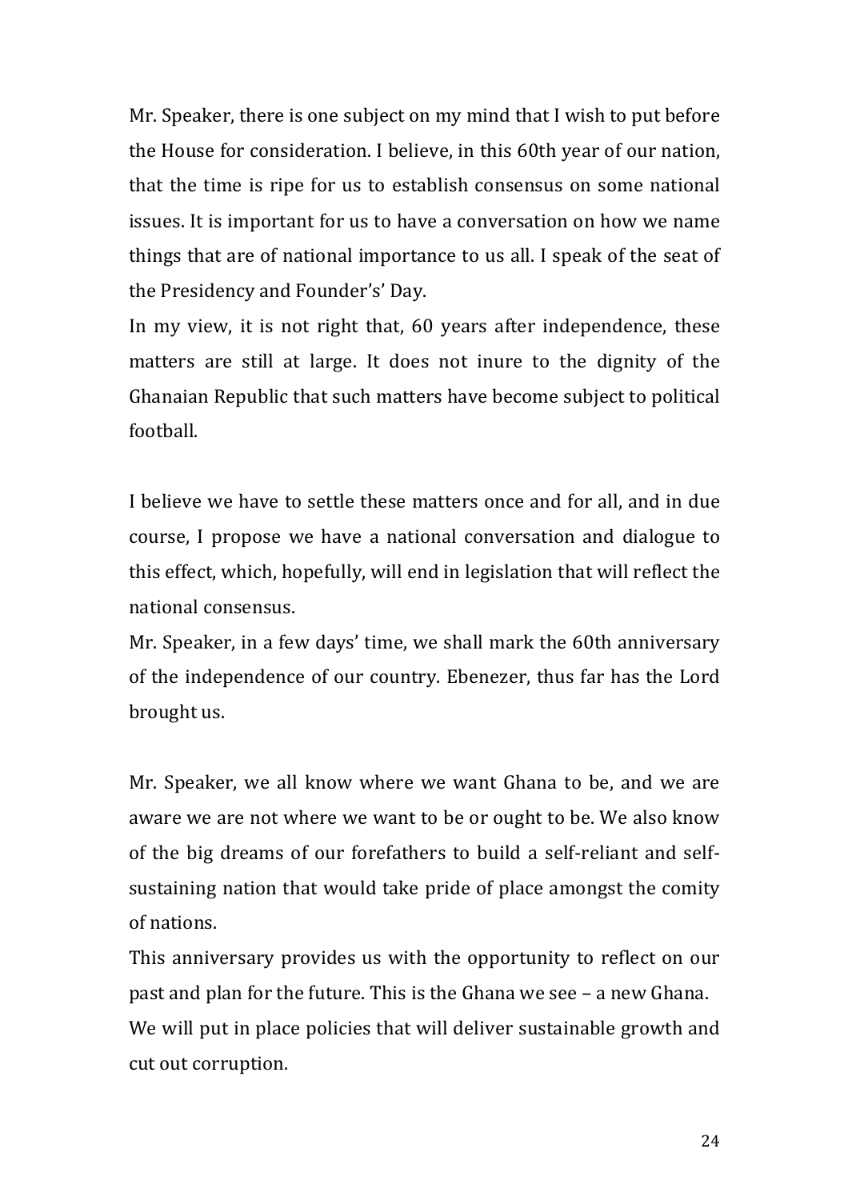Mr. Speaker, there is one subject on my mind that I wish to put before the House for consideration. I believe, in this 60th year of our nation, that the time is ripe for us to establish consensus on some national issues. It is important for us to have a conversation on how we name things that are of national importance to us all. I speak of the seat of the Presidency and Founder's' Day.

In my view, it is not right that, 60 years after independence, these matters are still at large. It does not inure to the dignity of the Ghanaian Republic that such matters have become subject to political football.

I believe we have to settle these matters once and for all, and in due course, I propose we have a national conversation and dialogue to this effect, which, hopefully, will end in legislation that will reflect the national consensus.

Mr. Speaker, in a few days' time, we shall mark the 60th anniversary of the independence of our country. Ebenezer, thus far has the Lord brought us.

Mr. Speaker, we all know where we want Ghana to be, and we are aware we are not where we want to be or ought to be. We also know of the big dreams of our forefathers to build a self-reliant and self-sustaining nation that would take pride of place amongst the comity of nations.

This anniversary provides us with the opportunity to reflect on our past and plan for the future. This is the Ghana we see – a new Ghana.

We will put in place policies that will deliver sustainable growth and cut out corruption.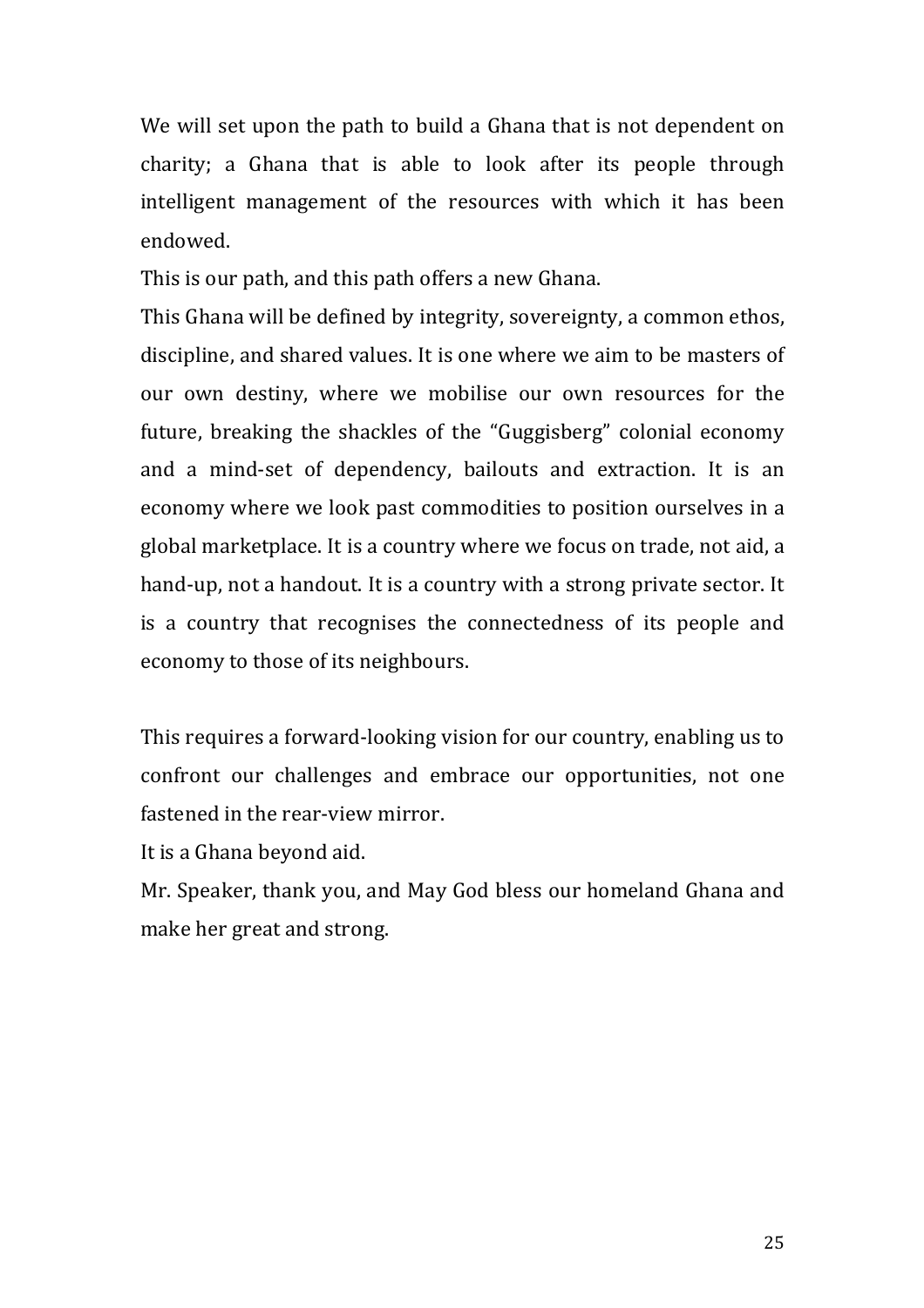We will set upon the path to build a Ghana that is not dependent on charity; a Ghana that is able to look after its people through intelligent management of the resources with which it has been endowed.

This is our path, and this path offers a new Ghana.

This Ghana will be defined by integrity, sovereignty, a common ethos, discipline, and shared values. It is one where we aim to be masters of our own destiny, where we mobilise our own resources for the future, breaking the shackles of the "Guggisberg" colonial economy and a mind-set of dependency, bailouts and extraction. It is an economy where we look past commodities to position ourselves in a global marketplace. It is a country where we focus on trade, not aid, a hand-up, not a handout. It is a country with a strong private sector. It is a country that recognises the connectedness of its people and economy to those of its neighbours.

This requires a forward-looking vision for our country, enabling us to confront our challenges and embrace our opportunities, not one fastened in the rear-view mirror.

It is a Ghana beyond aid.

Mr. Speaker, thank you, and May God bless our homeland Ghana and make her great and strong.